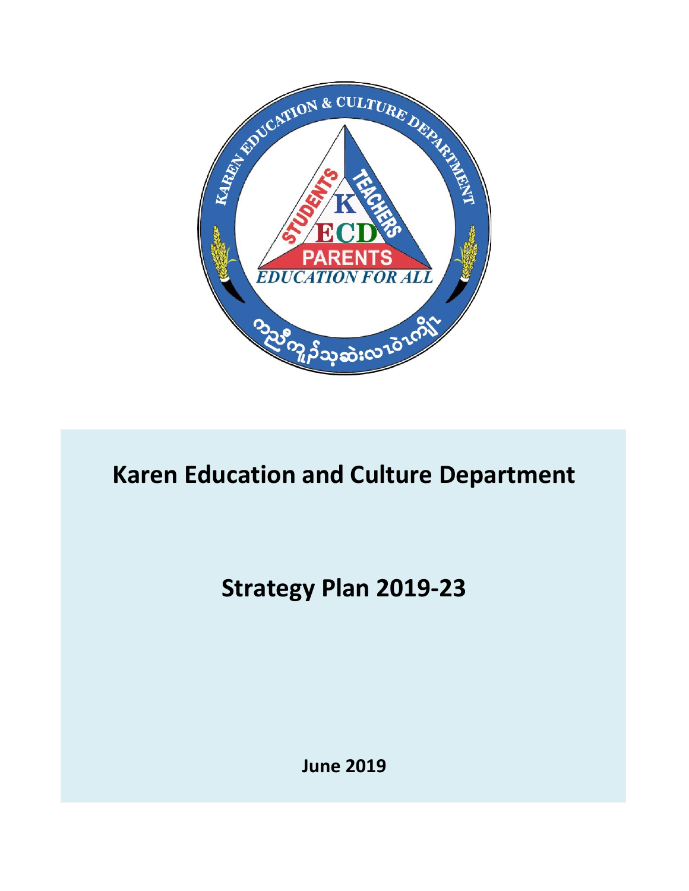# Karen Education and Culture Department

## Strategy Plan 2019-23

**June 2019**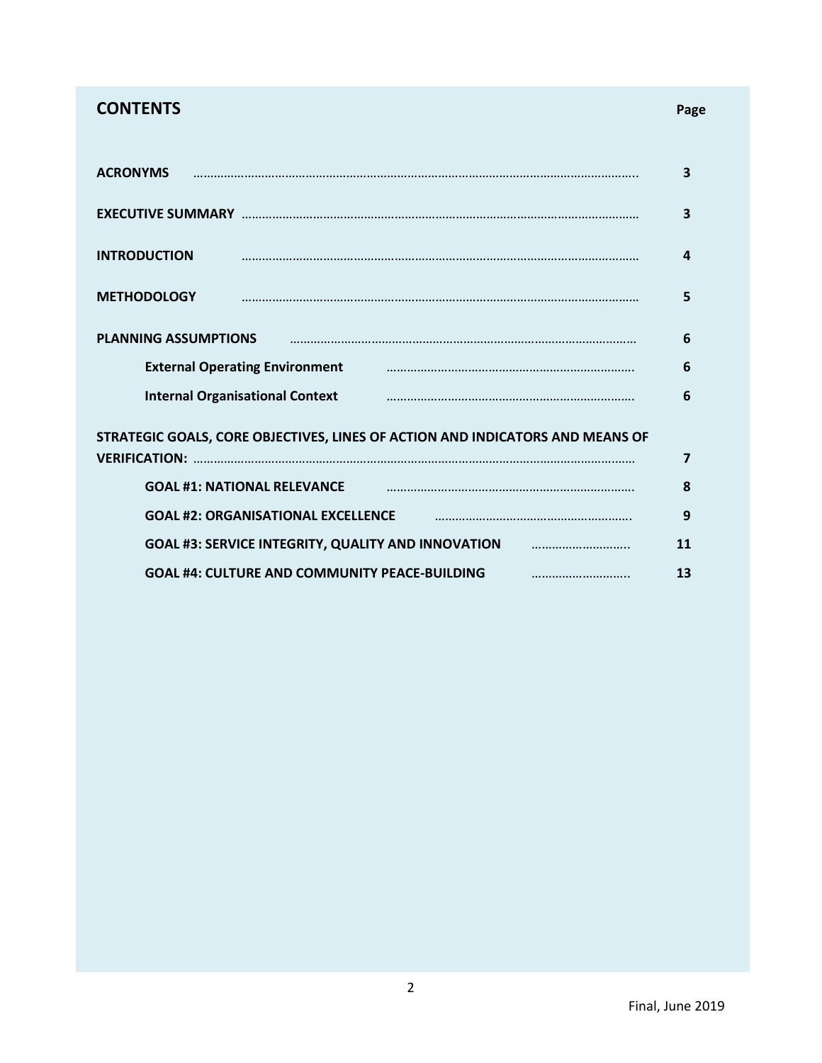## CONTENTS

| | Page |
|---|---|
| **ACRONYMS** | 3 |
| **EXECUTIVE SUMMARY** | 3 |
| **INTRODUCTION** | 4 |
| **METHODOLOGY** | 5 |
| **PLANNING ASSUMPTIONS** | 6 |
| **External Operating Environment** | 6 |
| **Internal Organisational Context** | 6 |
| **STRATEGIC GOALS, CORE OBJECTIVES, LINES OF ACTION AND INDICATORS AND MEANS OF VERIFICATION:** | 7 |
| **GOAL #1: NATIONAL RELEVANCE** | 8 |
| **GOAL #2: ORGANISATIONAL EXCELLENCE** | 9 |
| **GOAL #3: SERVICE INTEGRITY, QUALITY AND INNOVATION** | 11 |
| **GOAL #4: CULTURE AND COMMUNITY PEACE-BUILDING** | 13 |

Final, June 2019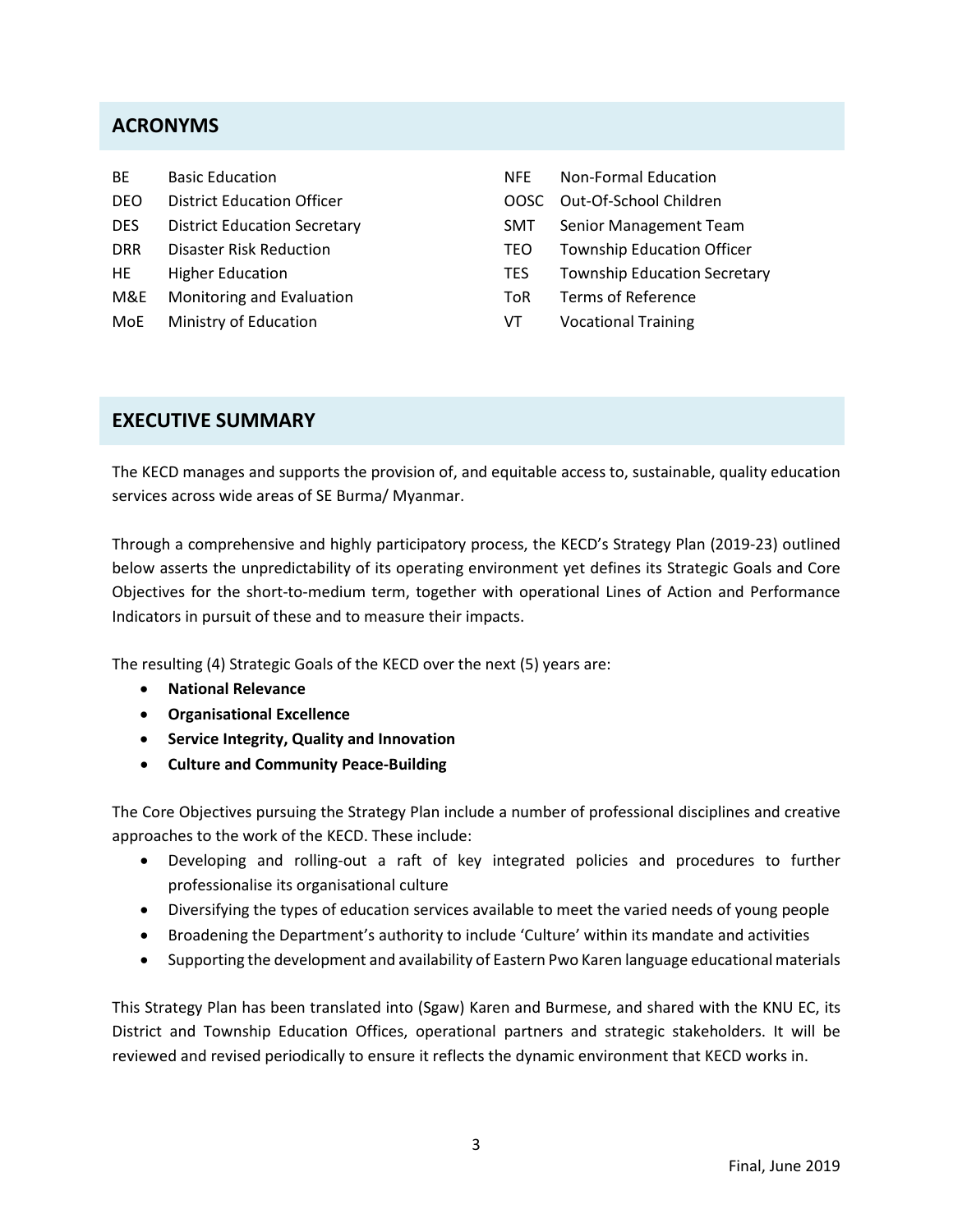## ACRONYMS

| | |
|---|---|
| BE | Basic Education |
| DEO | District Education Officer |
| DES | District Education Secretary |
| DRR | Disaster Risk Reduction |
| HE | Higher Education |
| M&E | Monitoring and Evaluation |
| MoE | Ministry of Education |
| NFE | Non-Formal Education |
| OOSC | Out-Of-School Children |
| SMT | Senior Management Team |
| TEO | Township Education Officer |
| TES | Township Education Secretary |
| ToR | Terms of Reference |
| VT | Vocational Training |

## EXECUTIVE SUMMARY

The KECD manages and supports the provision of, and equitable access to, sustainable, quality education services across wide areas of SE Burma/ Myanmar.

Through a comprehensive and highly participatory process, the KECD's Strategy Plan (2019-23) outlined below asserts the unpredictability of its operating environment yet defines its Strategic Goals and Core Objectives for the short-to-medium term, together with operational Lines of Action and Performance Indicators in pursuit of these and to measure their impacts.

The resulting (4) Strategic Goals of the KECD over the next (5) years are:

- **National Relevance**
- **Organisational Excellence**
- **Service Integrity, Quality and Innovation**
- **Culture and Community Peace-Building**

The Core Objectives pursuing the Strategy Plan include a number of professional disciplines and creative approaches to the work of the KECD. These include:

- Developing and rolling-out a raft of key integrated policies and procedures to further professionalise its organisational culture
- Diversifying the types of education services available to meet the varied needs of young people
- Broadening the Department's authority to include 'Culture' within its mandate and activities
- Supporting the development and availability of Eastern Pwo Karen language educational materials

This Strategy Plan has been translated into (Sgaw) Karen and Burmese, and shared with the KNU EC, its District and Township Education Offices, operational partners and strategic stakeholders. It will be reviewed and revised periodically to ensure it reflects the dynamic environment that KECD works in.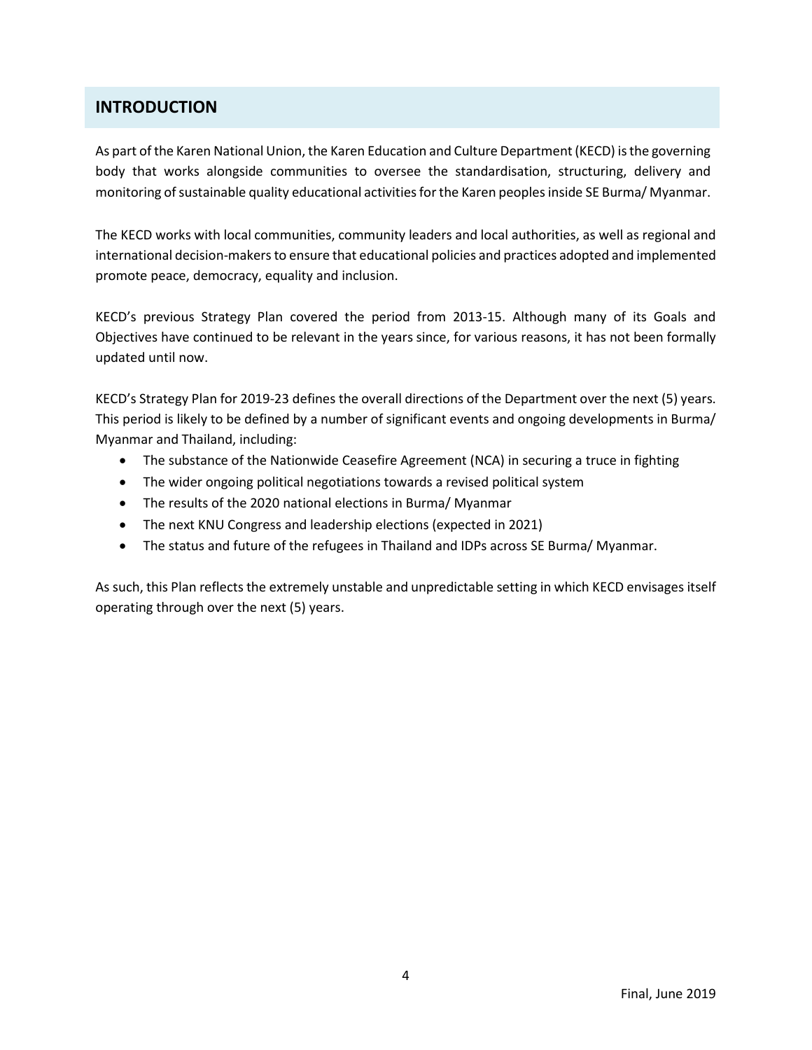## INTRODUCTION

As part of the Karen National Union, the Karen Education and Culture Department (KECD) is the governing body that works alongside communities to oversee the standardisation, structuring, delivery and monitoring of sustainable quality educational activities for the Karen peoples inside SE Burma/ Myanmar.

The KECD works with local communities, community leaders and local authorities, as well as regional and international decision-makers to ensure that educational policies and practices adopted and implemented promote peace, democracy, equality and inclusion.

KECD's previous Strategy Plan covered the period from 2013-15. Although many of its Goals and Objectives have continued to be relevant in the years since, for various reasons, it has not been formally updated until now.

KECD's Strategy Plan for 2019-23 defines the overall directions of the Department over the next (5) years. This period is likely to be defined by a number of significant events and ongoing developments in Burma/ Myanmar and Thailand, including:

- The substance of the Nationwide Ceasefire Agreement (NCA) in securing a truce in fighting
- The wider ongoing political negotiations towards a revised political system
- The results of the 2020 national elections in Burma/ Myanmar
- The next KNU Congress and leadership elections (expected in 2021)
- The status and future of the refugees in Thailand and IDPs across SE Burma/ Myanmar.

As such, this Plan reflects the extremely unstable and unpredictable setting in which KECD envisages itself operating through over the next (5) years.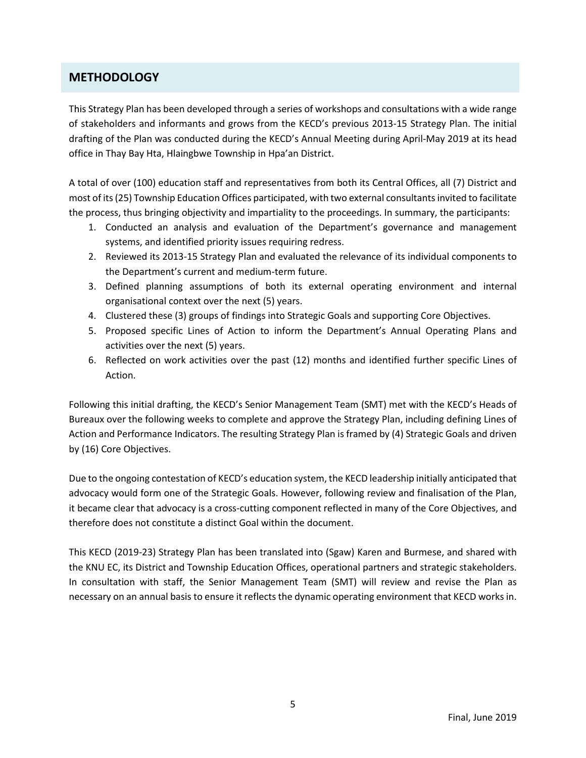## METHODOLOGY

This Strategy Plan has been developed through a series of workshops and consultations with a wide range of stakeholders and informants and grows from the KECD's previous 2013-15 Strategy Plan. The initial drafting of the Plan was conducted during the KECD's Annual Meeting during April-May 2019 at its head office in Thay Bay Hta, Hlaingbwe Township in Hpa'an District.

A total of over (100) education staff and representatives from both its Central Offices, all (7) District and most of its (25) Township Education Offices participated, with two external consultants invited to facilitate the process, thus bringing objectivity and impartiality to the proceedings. In summary, the participants:

1. Conducted an analysis and evaluation of the Department's governance and management systems, and identified priority issues requiring redress.
2. Reviewed its 2013-15 Strategy Plan and evaluated the relevance of its individual components to the Department's current and medium-term future.
3. Defined planning assumptions of both its external operating environment and internal organisational context over the next (5) years.
4. Clustered these (3) groups of findings into Strategic Goals and supporting Core Objectives.
5. Proposed specific Lines of Action to inform the Department's Annual Operating Plans and activities over the next (5) years.
6. Reflected on work activities over the past (12) months and identified further specific Lines of Action.

Following this initial drafting, the KECD's Senior Management Team (SMT) met with the KECD's Heads of Bureaux over the following weeks to complete and approve the Strategy Plan, including defining Lines of Action and Performance Indicators. The resulting Strategy Plan is framed by (4) Strategic Goals and driven by (16) Core Objectives.

Due to the ongoing contestation of KECD's education system, the KECD leadership initially anticipated that advocacy would form one of the Strategic Goals. However, following review and finalisation of the Plan, it became clear that advocacy is a cross-cutting component reflected in many of the Core Objectives, and therefore does not constitute a distinct Goal within the document.

This KECD (2019-23) Strategy Plan has been translated into (Sgaw) Karen and Burmese, and shared with the KNU EC, its District and Township Education Offices, operational partners and strategic stakeholders. In consultation with staff, the Senior Management Team (SMT) will review and revise the Plan as necessary on an annual basis to ensure it reflects the dynamic operating environment that KECD works in.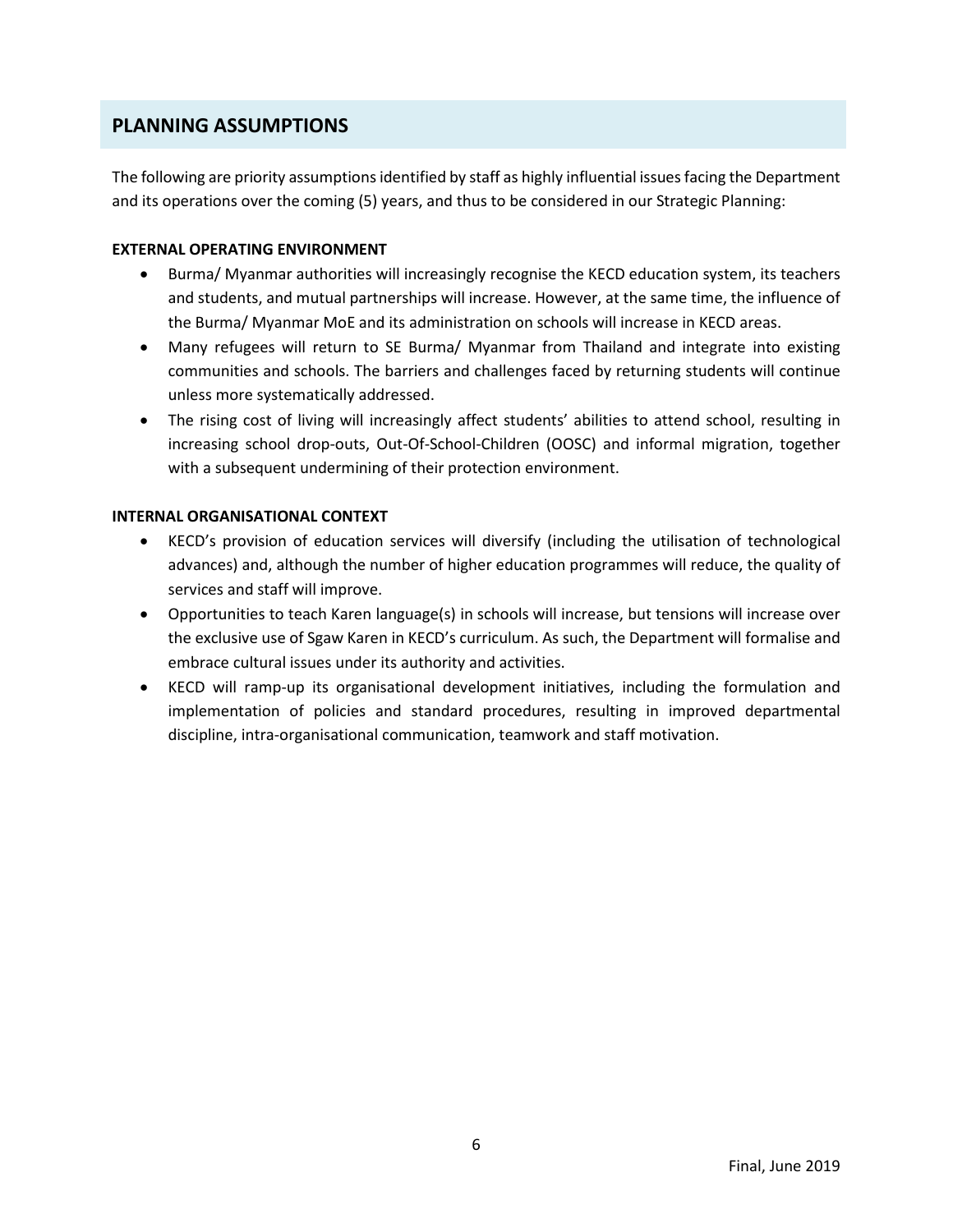## PLANNING ASSUMPTIONS

The following are priority assumptions identified by staff as highly influential issues facing the Department and its operations over the coming (5) years, and thus to be considered in our Strategic Planning:

**EXTERNAL OPERATING ENVIRONMENT**

- Burma/ Myanmar authorities will increasingly recognise the KECD education system, its teachers and students, and mutual partnerships will increase. However, at the same time, the influence of the Burma/ Myanmar MoE and its administration on schools will increase in KECD areas.
- Many refugees will return to SE Burma/ Myanmar from Thailand and integrate into existing communities and schools. The barriers and challenges faced by returning students will continue unless more systematically addressed.
- The rising cost of living will increasingly affect students' abilities to attend school, resulting in increasing school drop-outs, Out-Of-School-Children (OOSC) and informal migration, together with a subsequent undermining of their protection environment.

**INTERNAL ORGANISATIONAL CONTEXT**

- KECD's provision of education services will diversify (including the utilisation of technological advances) and, although the number of higher education programmes will reduce, the quality of services and staff will improve.
- Opportunities to teach Karen language(s) in schools will increase, but tensions will increase over the exclusive use of Sgaw Karen in KECD's curriculum. As such, the Department will formalise and embrace cultural issues under its authority and activities.
- KECD will ramp-up its organisational development initiatives, including the formulation and implementation of policies and standard procedures, resulting in improved departmental discipline, intra-organisational communication, teamwork and staff motivation.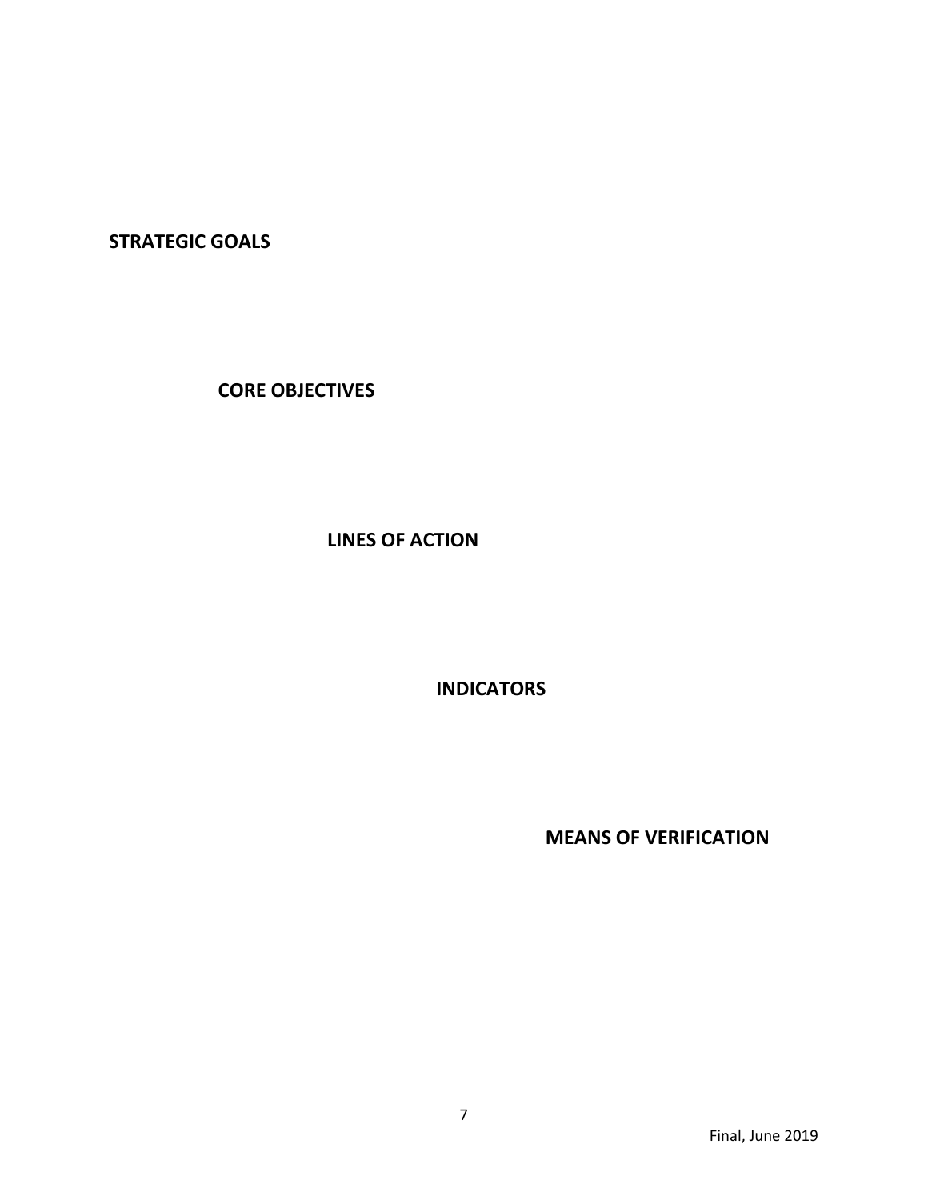**STRATEGIC GOALS**

**CORE OBJECTIVES**

**LINES OF ACTION**

**INDICATORS**

**MEANS OF VERIFICATION**

Final, June 2019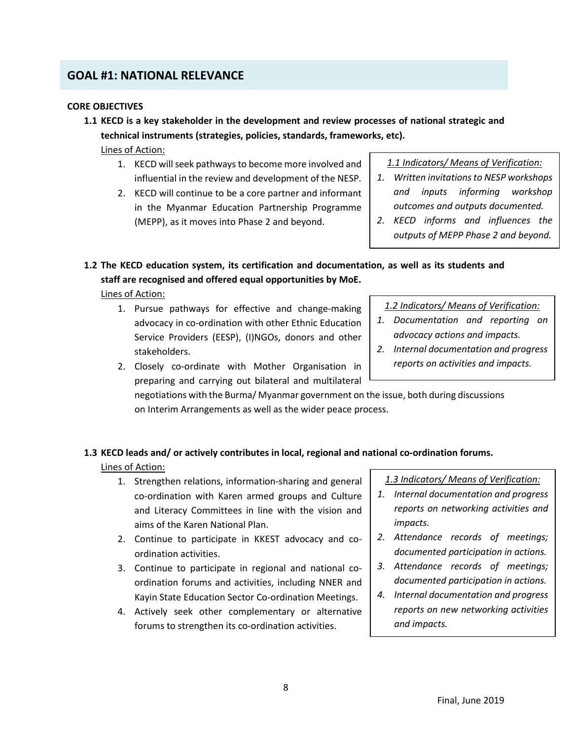## GOAL #1: NATIONAL RELEVANCE

**CORE OBJECTIVES**

**1.1 KECD is a key stakeholder in the development and review processes of national strategic and technical instruments (strategies, policies, standards, frameworks, etc).**

Lines of Action:

1. KECD will seek pathways to become more involved and influential in the review and development of the NESP.
2. KECD will continue to be a core partner and informant in the Myanmar Education Partnership Programme (MEPP), as it moves into Phase 2 and beyond.

*1.1 Indicators/ Means of Verification:*

1. *Written invitations to NESP workshops and inputs informing workshop outcomes and outputs documented.*
2. *KECD informs and influences the outputs of MEPP Phase 2 and beyond.*

**1.2 The KECD education system, its certification and documentation, as well as its students and staff are recognised and offered equal opportunities by MoE.**

Lines of Action:

1. Pursue pathways for effective and change-making advocacy in co-ordination with other Ethnic Education Service Providers (EESP), (I)NGOs, donors and other stakeholders.
2. Closely co-ordinate with Mother Organisation in preparing and carrying out bilateral and multilateral negotiations with the Burma/ Myanmar government on the issue, both during discussions on Interim Arrangements as well as the wider peace process.

*1.2 Indicators/ Means of Verification:*

1. *Documentation and reporting on advocacy actions and impacts.*
2. *Internal documentation and progress reports on activities and impacts.*

**1.3 KECD leads and/ or actively contributes in local, regional and national co-ordination forums.**

Lines of Action:

1. Strengthen relations, information-sharing and general co-ordination with Karen armed groups and Culture and Literacy Committees in line with the vision and aims of the Karen National Plan.
2. Continue to participate in KKEST advocacy and co-ordination activities.
3. Continue to participate in regional and national co-ordination forums and activities, including NNER and Kayin State Education Sector Co-ordination Meetings.
4. Actively seek other complementary or alternative forums to strengthen its co-ordination activities.

*1.3 Indicators/ Means of Verification:*

1. *Internal documentation and progress reports on networking activities and impacts.*
2. *Attendance records of meetings; documented participation in actions.*
3. *Attendance records of meetings; documented participation in actions.*
4. *Internal documentation and progress reports on new networking activities and impacts.*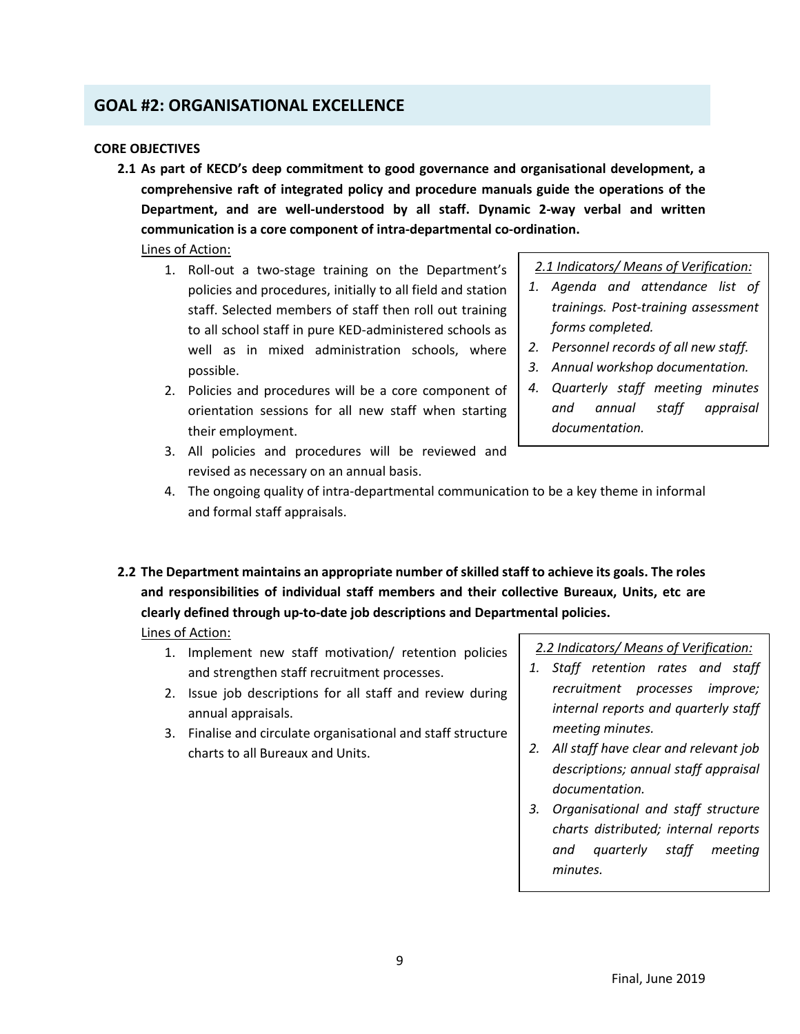## GOAL #2: ORGANISATIONAL EXCELLENCE

**CORE OBJECTIVES**

**2.1 As part of KECD's deep commitment to good governance and organisational development, a comprehensive raft of integrated policy and procedure manuals guide the operations of the Department, and are well-understood by all staff. Dynamic 2-way verbal and written communication is a core component of intra-departmental co-ordination.**

Lines of Action:

1. Roll-out a two-stage training on the Department's policies and procedures, initially to all field and station staff. Selected members of staff then roll out training to all school staff in pure KED-administered schools as well as in mixed administration schools, where possible.
2. Policies and procedures will be a core component of orientation sessions for all new staff when starting their employment.
3. All policies and procedures will be reviewed and revised as necessary on an annual basis.
4. The ongoing quality of intra-departmental communication to be a key theme in informal and formal staff appraisals.

*2.1 Indicators/ Means of Verification:*

1. *Agenda and attendance list of trainings. Post-training assessment forms completed.*
2. *Personnel records of all new staff.*
3. *Annual workshop documentation.*
4. *Quarterly staff meeting minutes and annual staff appraisal documentation.*

**2.2 The Department maintains an appropriate number of skilled staff to achieve its goals. The roles and responsibilities of individual staff members and their collective Bureaux, Units, etc are clearly defined through up-to-date job descriptions and Departmental policies.**

Lines of Action:

1. Implement new staff motivation/ retention policies and strengthen staff recruitment processes.
2. Issue job descriptions for all staff and review during annual appraisals.
3. Finalise and circulate organisational and staff structure charts to all Bureaux and Units.

*2.2 Indicators/ Means of Verification:*

1. *Staff retention rates and staff recruitment processes improve; internal reports and quarterly staff meeting minutes.*
2. *All staff have clear and relevant job descriptions; annual staff appraisal documentation.*
3. *Organisational and staff structure charts distributed; internal reports and quarterly staff meeting minutes.*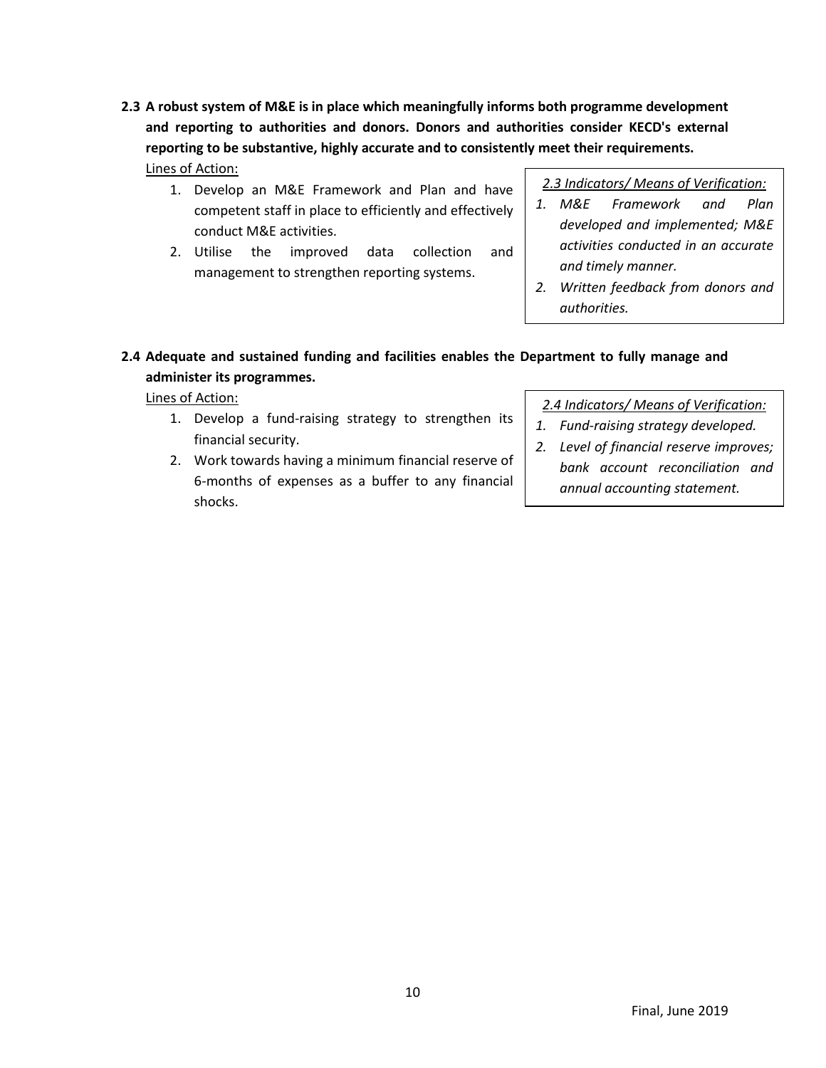**2.3 A robust system of M&E is in place which meaningfully informs both programme development and reporting to authorities and donors. Donors and authorities consider KECD's external reporting to be substantive, highly accurate and to consistently meet their requirements.**

Lines of Action:

1. Develop an M&E Framework and Plan and have competent staff in place to efficiently and effectively conduct M&E activities.
2. Utilise the improved data collection and management to strengthen reporting systems.

*2.3 Indicators/ Means of Verification:*

1. *M&E Framework and Plan developed and implemented; M&E activities conducted in an accurate and timely manner.*
2. *Written feedback from donors and authorities.*

**2.4 Adequate and sustained funding and facilities enables the Department to fully manage and administer its programmes.**

Lines of Action:

1. Develop a fund-raising strategy to strengthen its financial security.
2. Work towards having a minimum financial reserve of 6-months of expenses as a buffer to any financial shocks.

*2.4 Indicators/ Means of Verification:*

1. *Fund-raising strategy developed.*
2. *Level of financial reserve improves; bank account reconciliation and annual accounting statement.*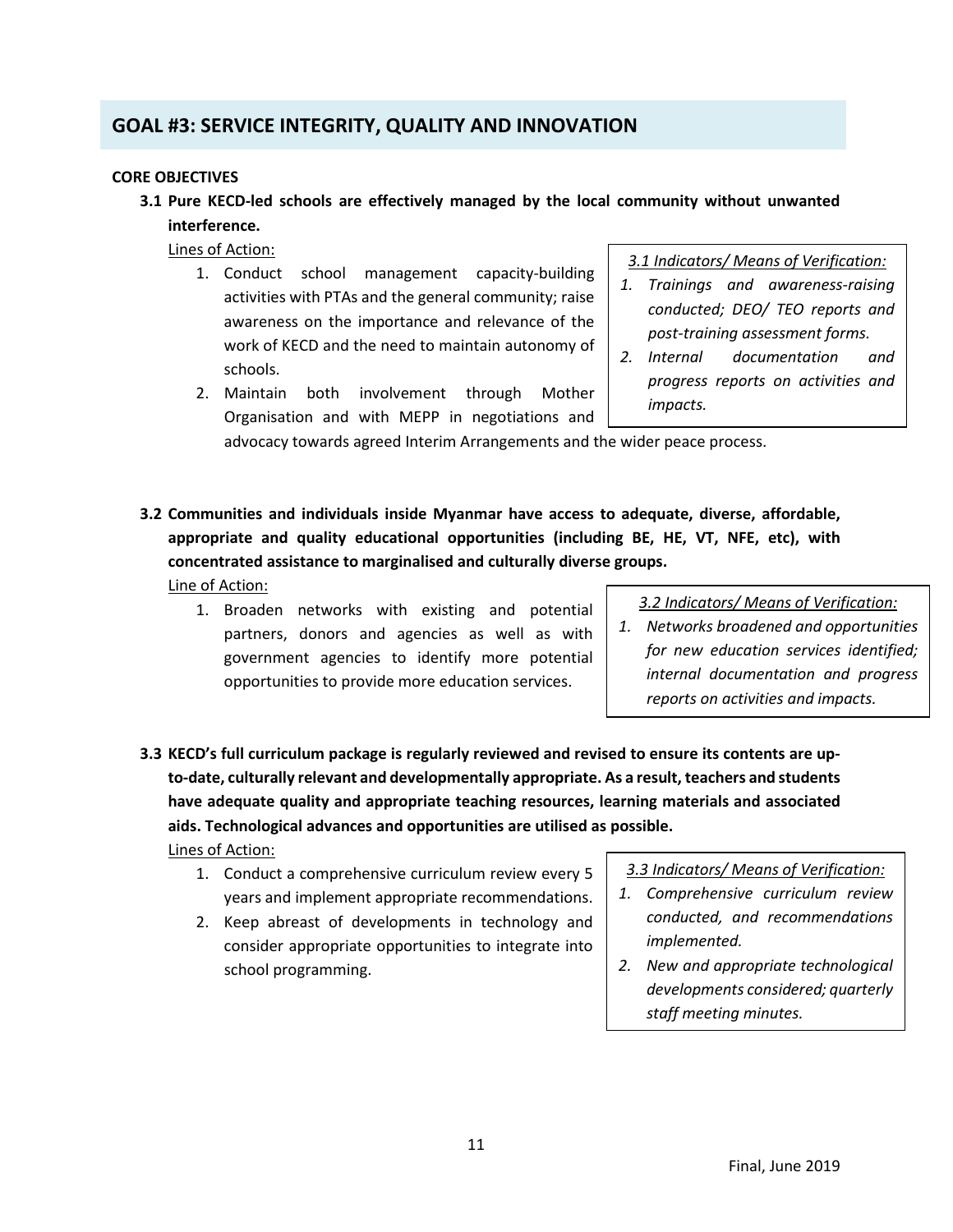## GOAL #3: SERVICE INTEGRITY, QUALITY AND INNOVATION

**CORE OBJECTIVES**

**3.1 Pure KECD-led schools are effectively managed by the local community without unwanted interference.**

Lines of Action:

1. Conduct school management capacity-building activities with PTAs and the general community; raise awareness on the importance and relevance of the work of KECD and the need to maintain autonomy of schools.
2. Maintain both involvement through Mother Organisation and with MEPP in negotiations and advocacy towards agreed Interim Arrangements and the wider peace process.

*3.1 Indicators/ Means of Verification:*

1. *Trainings and awareness-raising conducted; DEO/ TEO reports and post-training assessment forms.*
2. *Internal documentation and progress reports on activities and impacts.*

**3.2 Communities and individuals inside Myanmar have access to adequate, diverse, affordable, appropriate and quality educational opportunities (including BE, HE, VT, NFE, etc), with concentrated assistance to marginalised and culturally diverse groups.**

Line of Action:

1. Broaden networks with existing and potential partners, donors and agencies as well as with government agencies to identify more potential opportunities to provide more education services.

*3.2 Indicators/ Means of Verification:*

1. *Networks broadened and opportunities for new education services identified; internal documentation and progress reports on activities and impacts.*

**3.3 KECD's full curriculum package is regularly reviewed and revised to ensure its contents are up-to-date, culturally relevant and developmentally appropriate. As a result, teachers and students have adequate quality and appropriate teaching resources, learning materials and associated aids. Technological advances and opportunities are utilised as possible.**

Lines of Action:

1. Conduct a comprehensive curriculum review every 5 years and implement appropriate recommendations.
2. Keep abreast of developments in technology and consider appropriate opportunities to integrate into school programming.

*3.3 Indicators/ Means of Verification:*

1. *Comprehensive curriculum review conducted, and recommendations implemented.*
2. *New and appropriate technological developments considered; quarterly staff meeting minutes.*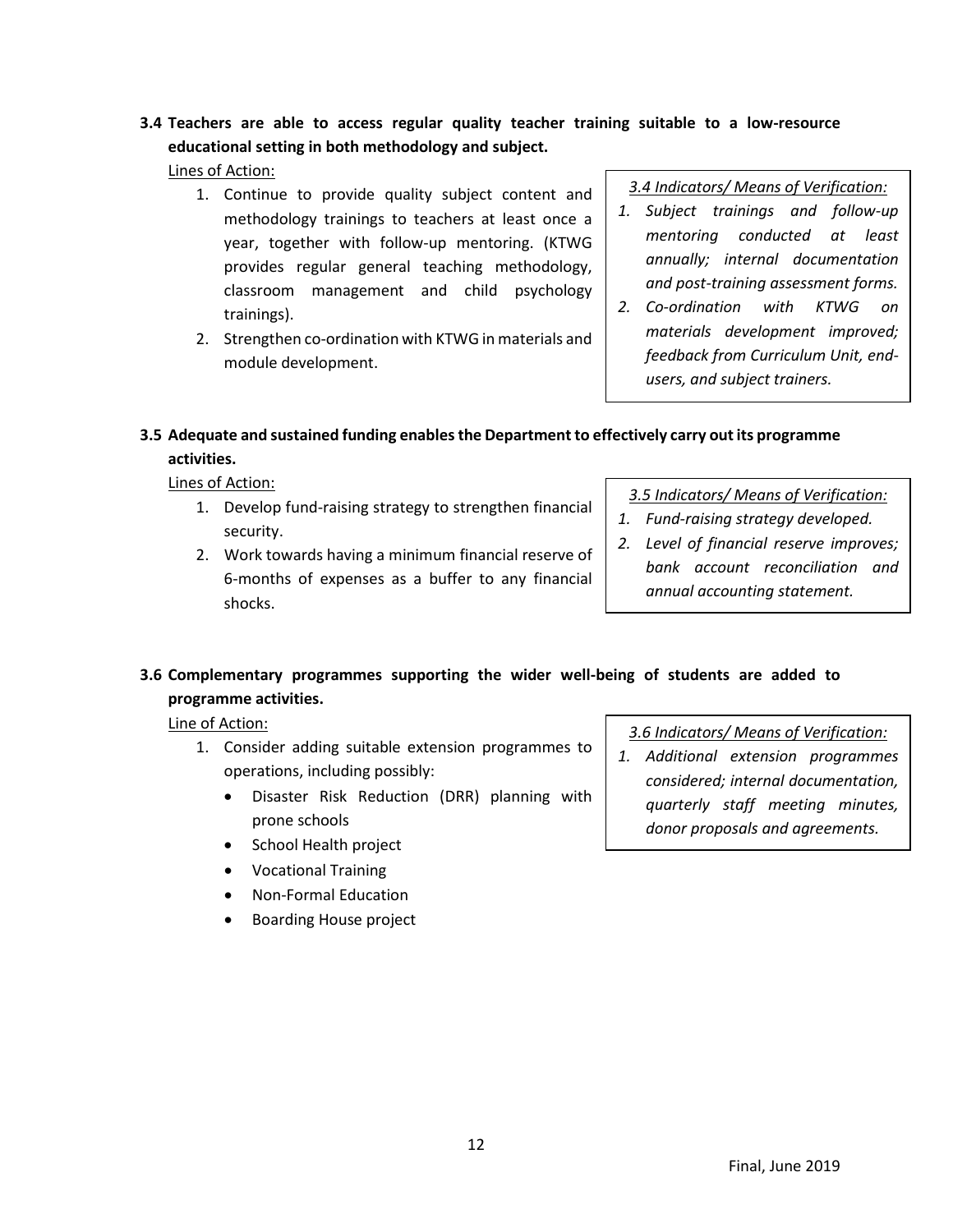**3.4 Teachers are able to access regular quality teacher training suitable to a low-resource educational setting in both methodology and subject.**

Lines of Action:

1. Continue to provide quality subject content and methodology trainings to teachers at least once a year, together with follow-up mentoring. (KTWG provides regular general teaching methodology, classroom management and child psychology trainings).
2. Strengthen co-ordination with KTWG in materials and module development.

*3.4 Indicators/ Means of Verification:*

1. *Subject trainings and follow-up mentoring conducted at least annually; internal documentation and post-training assessment forms.*
2. *Co-ordination with KTWG on materials development improved; feedback from Curriculum Unit, end-users, and subject trainers.*

**3.5 Adequate and sustained funding enables the Department to effectively carry out its programme activities.**

Lines of Action:

1. Develop fund-raising strategy to strengthen financial security.
2. Work towards having a minimum financial reserve of 6-months of expenses as a buffer to any financial shocks.

*3.5 Indicators/ Means of Verification:*

1. *Fund-raising strategy developed.*
2. *Level of financial reserve improves; bank account reconciliation and annual accounting statement.*

**3.6 Complementary programmes supporting the wider well-being of students are added to programme activities.**

Line of Action:

1. Consider adding suitable extension programmes to operations, including possibly:
   - Disaster Risk Reduction (DRR) planning with prone schools
   - School Health project
   - Vocational Training
   - Non-Formal Education
   - Boarding House project

*3.6 Indicators/ Means of Verification:*

1. *Additional extension programmes considered; internal documentation, quarterly staff meeting minutes, donor proposals and agreements.*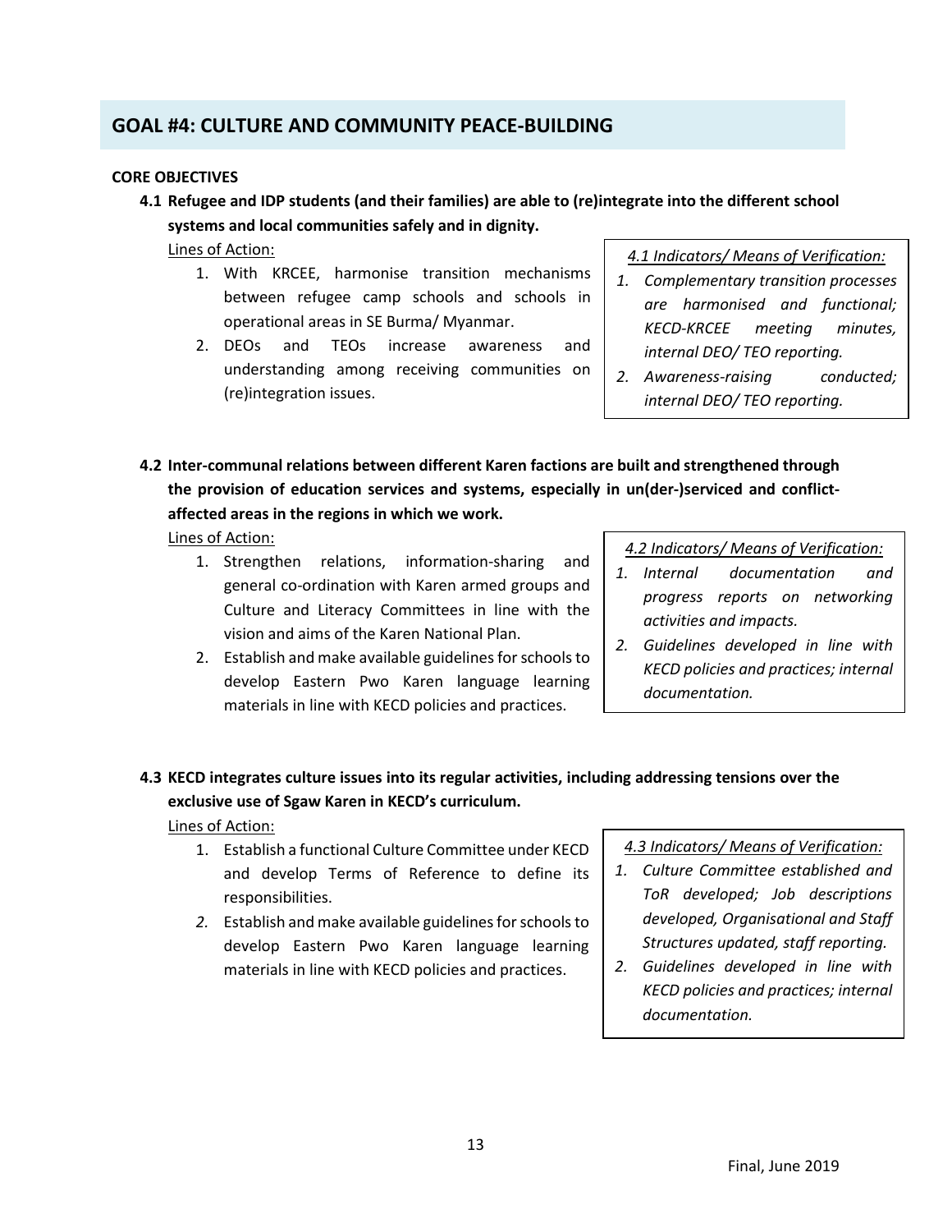## GOAL #4: CULTURE AND COMMUNITY PEACE-BUILDING

**CORE OBJECTIVES**

**4.1 Refugee and IDP students (and their families) are able to (re)integrate into the different school systems and local communities safely and in dignity.**

Lines of Action:

1. With KRCEE, harmonise transition mechanisms between refugee camp schools and schools in operational areas in SE Burma/ Myanmar.
2. DEOs and TEOs increase awareness and understanding among receiving communities on (re)integration issues.

*4.1 Indicators/ Means of Verification:*

1. *Complementary transition processes are harmonised and functional; KECD-KRCEE meeting minutes, internal DEO/ TEO reporting.*
2. *Awareness-raising conducted; internal DEO/ TEO reporting.*

**4.2 Inter-communal relations between different Karen factions are built and strengthened through the provision of education services and systems, especially in un(der-)serviced and conflict-affected areas in the regions in which we work.**

Lines of Action:

1. Strengthen relations, information-sharing and general co-ordination with Karen armed groups and Culture and Literacy Committees in line with the vision and aims of the Karen National Plan.
2. Establish and make available guidelines for schools to develop Eastern Pwo Karen language learning materials in line with KECD policies and practices.

*4.2 Indicators/ Means of Verification:*

1. *Internal documentation and progress reports on networking activities and impacts.*
2. *Guidelines developed in line with KECD policies and practices; internal documentation.*

**4.3 KECD integrates culture issues into its regular activities, including addressing tensions over the exclusive use of Sgaw Karen in KECD's curriculum.**

Lines of Action:

1. Establish a functional Culture Committee under KECD and develop Terms of Reference to define its responsibilities.
2. Establish and make available guidelines for schools to develop Eastern Pwo Karen language learning materials in line with KECD policies and practices.

*4.3 Indicators/ Means of Verification:*

1. *Culture Committee established and ToR developed; Job descriptions developed, Organisational and Staff Structures updated, staff reporting.*
2. *Guidelines developed in line with KECD policies and practices; internal documentation.*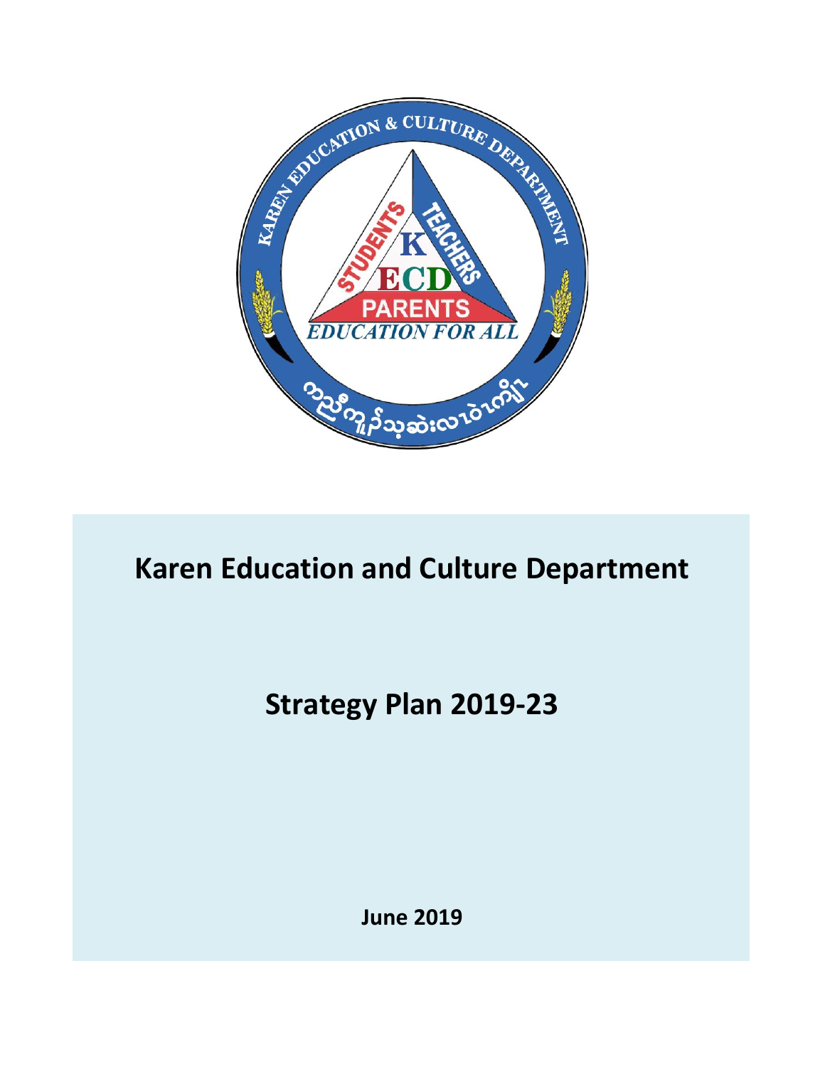# Karen Education and Culture Department

## Strategy Plan 2019-23

**June 2019**